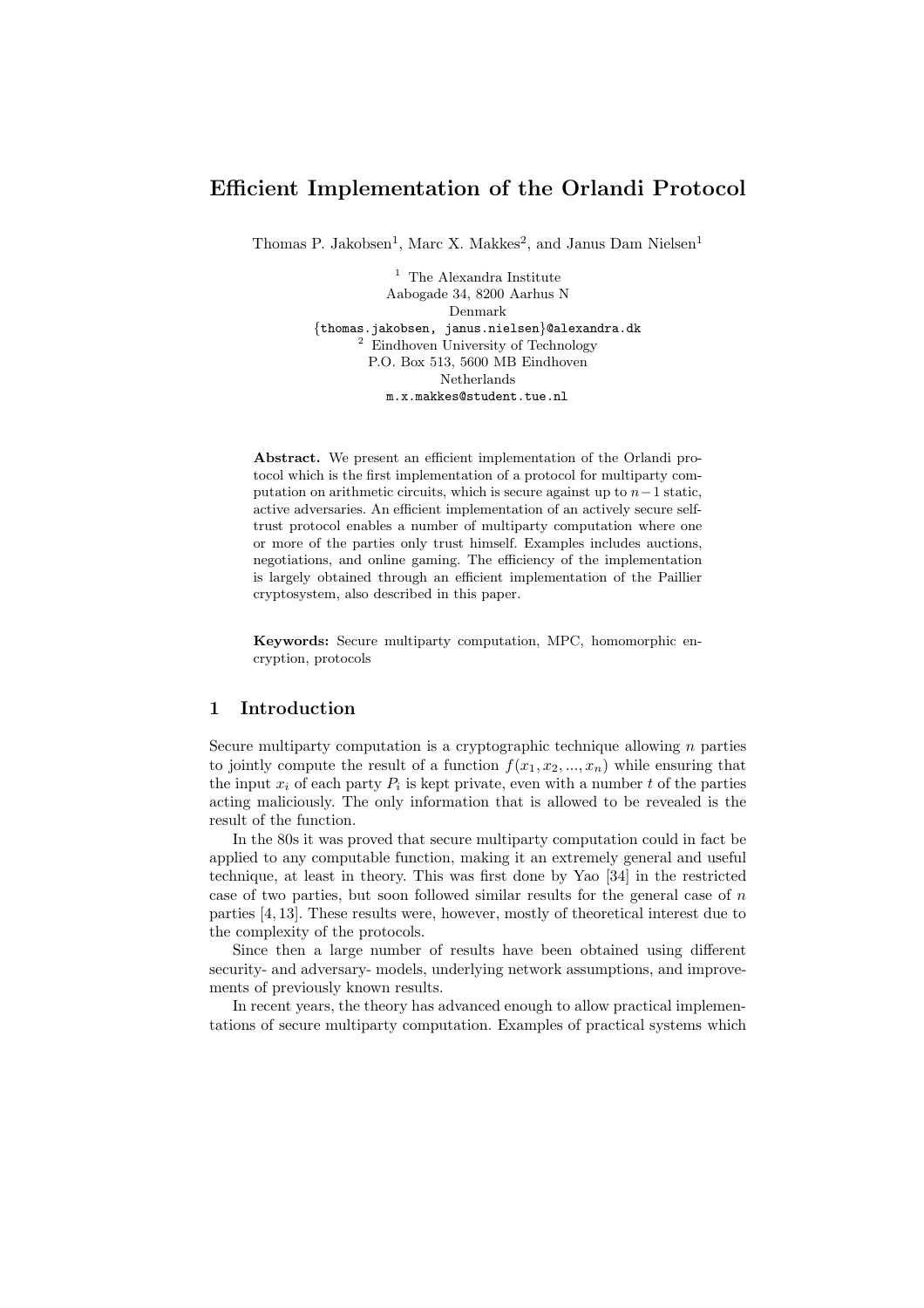# Efficient Implementation of the Orlandi Protocol

Thomas P. Jakobsen[1], Marc X. Makkes[2], and Janus Dam Nielsen[1]

[1] The Alexandra Institute
Aabogade 34, 8200 Aarhus N
Denmark
{thomas.jakobsen, janus.nielsen}@alexandra.dk

[2] Eindhoven University of Technology
P.O. Box 513, 5600 MB Eindhoven
Netherlands
m.x.makkes@student.tue.nl

**Abstract.** We present an efficient implementation of the Orlandi protocol which is the first implementation of a protocol for multiparty computation on arithmetic circuits, which is secure against up to $n-1$ static, active adversaries. An efficient implementation of an actively secure self-trust protocol enables a number of multiparty computation where one or more of the parties only trust himself. Examples includes auctions, negotiations, and online gaming. The efficiency of the implementation is largely obtained through an efficient implementation of the Paillier cryptosystem, also described in this paper.

**Keywords:** Secure multiparty computation, MPC, homomorphic encryption, protocols

## 1 Introduction

Secure multiparty computation is a cryptographic technique allowing $n$ parties to jointly compute the result of a function $f(x_1, x_2, ..., x_n)$ while ensuring that the input $x_i$ of each party $P_i$ is kept private, even with a number $t$ of the parties acting maliciously. The only information that is allowed to be revealed is the result of the function.

In the 80s it was proved that secure multiparty computation could in fact be applied to any computable function, making it an extremely general and useful technique, at least in theory. This was first done by Yao [34] in the restricted case of two parties, but soon followed similar results for the general case of $n$ parties [4, 13]. These results were, however, mostly of theoretical interest due to the complexity of the protocols.

Since then a large number of results have been obtained using different security- and adversary- models, underlying network assumptions, and improvements of previously known results.

In recent years, the theory has advanced enough to allow practical implementations of secure multiparty computation. Examples of practical systems which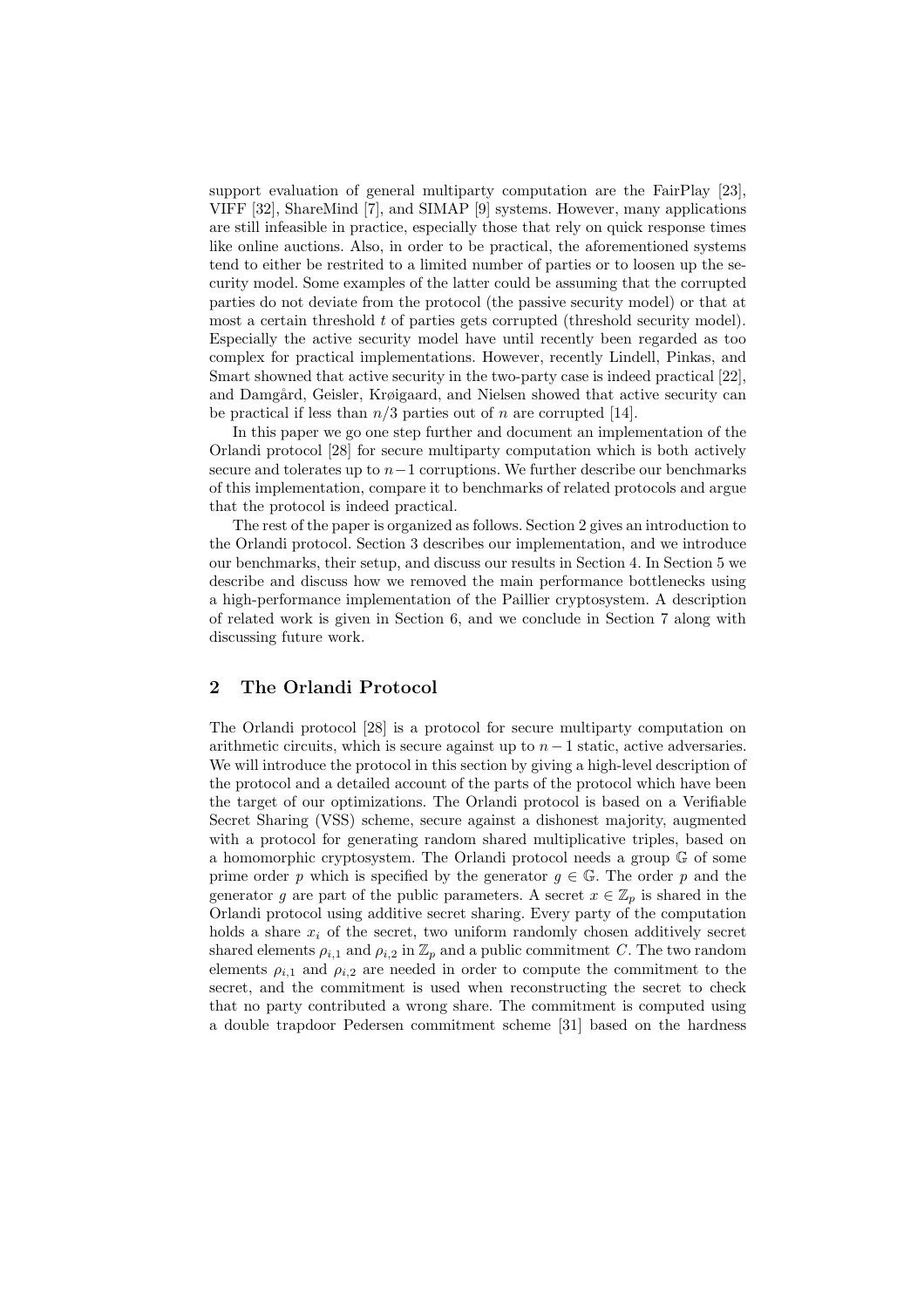support evaluation of general multiparty computation are the FairPlay [23], VIFF [32], ShareMind [7], and SIMAP [9] systems. However, many applications are still infeasible in practice, especially those that rely on quick response times like online auctions. Also, in order to be practical, the aforementioned systems tend to either be restrited to a limited number of parties or to loosen up the security model. Some examples of the latter could be assuming that the corrupted parties do not deviate from the protocol (the passive security model) or that at most a certain threshold $t$ of parties gets corrupted (threshold security model). Especially the active security model have until recently been regarded as too complex for practical implementations. However, recently Lindell, Pinkas, and Smart showned that active security in the two-party case is indeed practical [22], and Damgård, Geisler, Krøigaard, and Nielsen showed that active security can be practical if less than $n/3$ parties out of $n$ are corrupted [14].

In this paper we go one step further and document an implementation of the Orlandi protocol [28] for secure multiparty computation which is both actively secure and tolerates up to $n-1$ corruptions. We further describe our benchmarks of this implementation, compare it to benchmarks of related protocols and argue that the protocol is indeed practical.

The rest of the paper is organized as follows. Section 2 gives an introduction to the Orlandi protocol. Section 3 describes our implementation, and we introduce our benchmarks, their setup, and discuss our results in Section 4. In Section 5 we describe and discuss how we removed the main performance bottlenecks using a high-performance implementation of the Paillier cryptosystem. A description of related work is given in Section 6, and we conclude in Section 7 along with discussing future work.

## 2 The Orlandi Protocol

The Orlandi protocol [28] is a protocol for secure multiparty computation on arithmetic circuits, which is secure against up to $n-1$ static, active adversaries. We will introduce the protocol in this section by giving a high-level description of the protocol and a detailed account of the parts of the protocol which have been the target of our optimizations. The Orlandi protocol is based on a Verifiable Secret Sharing (VSS) scheme, secure against a dishonest majority, augmented with a protocol for generating random shared multiplicative triples, based on a homomorphic cryptosystem. The Orlandi protocol needs a group $\mathbb{G}$ of some prime order $p$ which is specified by the generator $g \in \mathbb{G}$. The order $p$ and the generator $g$ are part of the public parameters. A secret $x \in \mathbb{Z}_p$ is shared in the Orlandi protocol using additive secret sharing. Every party of the computation holds a share $x_i$ of the secret, two uniform randomly chosen additively secret shared elements $\rho_{i,1}$ and $\rho_{i,2}$ in $\mathbb{Z}_p$ and a public commitment $C$. The two random elements $\rho_{i,1}$ and $\rho_{i,2}$ are needed in order to compute the commitment to the secret, and the commitment is used when reconstructing the secret to check that no party contributed a wrong share. The commitment is computed using a double trapdoor Pedersen commitment scheme [31] based on the hardness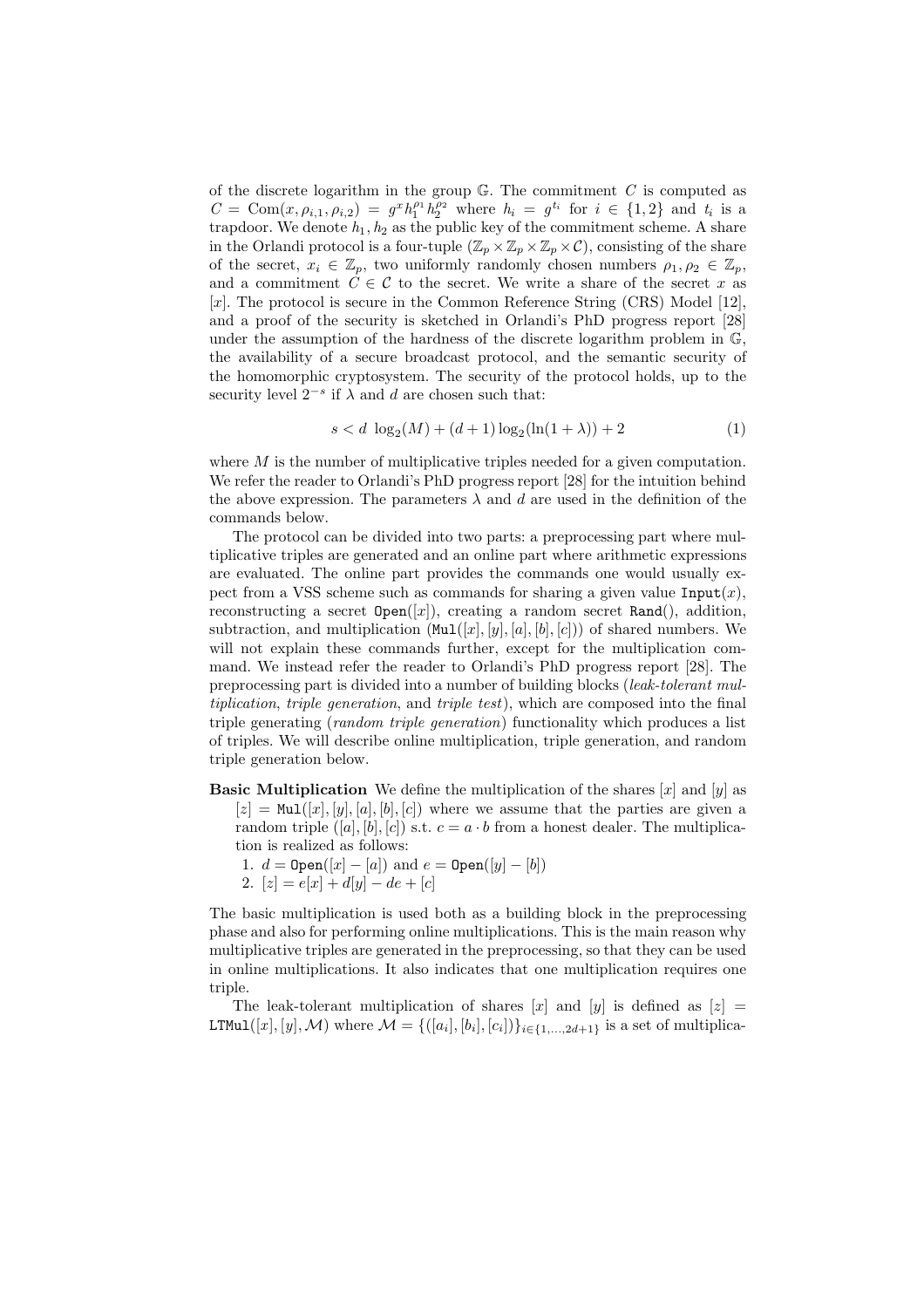of the discrete logarithm in the group $\mathbb{G}$. The commitment $C$ is computed as $C = \text{Com}(x, \rho_{i,1}, \rho_{i,2}) = g^x h_1^{\rho_1} h_2^{\rho_2}$ where $h_i = g^{t_i}$ for $i \in \{1,2\}$ and $t_i$ is a trapdoor. We denote $h_1, h_2$ as the public key of the commitment scheme. A share in the Orlandi protocol is a four-tuple $(\mathbb{Z}_p \times \mathbb{Z}_p \times \mathbb{Z}_p \times \mathcal{C})$, consisting of the share of the secret, $x_i \in \mathbb{Z}_p$, two uniformly randomly chosen numbers $\rho_1, \rho_2 \in \mathbb{Z}_p$, and a commitment $C \in \mathcal{C}$ to the secret. We write a share of the secret $x$ as $[x]$. The protocol is secure in the Common Reference String (CRS) Model [12], and a proof of the security is sketched in Orlandi's PhD progress report [28] under the assumption of the hardness of the discrete logarithm problem in $\mathbb{G}$, the availability of a secure broadcast protocol, and the semantic security of the homomorphic cryptosystem. The security of the protocol holds, up to the security level $2^{-s}$ if $\lambda$ and $d$ are chosen such that:

$$s < d \, \log_2(M) + (d+1)\log_2(\ln(1+\lambda)) + 2 \tag{1}$$

where $M$ is the number of multiplicative triples needed for a given computation. We refer the reader to Orlandi's PhD progress report [28] for the intuition behind the above expression. The parameters $\lambda$ and $d$ are used in the definition of the commands below.

The protocol can be divided into two parts: a preprocessing part where multiplicative triples are generated and an online part where arithmetic expressions are evaluated. The online part provides the commands one would usually expect from a VSS scheme such as commands for sharing a given value $\texttt{Input}(x)$, reconstructing a secret $\texttt{Open}([x])$, creating a random secret $\texttt{Rand}()$, addition, subtraction, and multiplication ($\texttt{Mul}([x],[y],[a],[b],[c])$) of shared numbers. We will not explain these commands further, except for the multiplication command. We instead refer the reader to Orlandi's PhD progress report [28]. The preprocessing part is divided into a number of building blocks (*leak-tolerant multiplication*, *triple generation*, and *triple test*), which are composed into the final triple generating (*random triple generation*) functionality which produces a list of triples. We will describe online multiplication, triple generation, and random triple generation below.

**Basic Multiplication** We define the multiplication of the shares $[x]$ and $[y]$ as $[z] = \texttt{Mul}([x],[y],[a],[b],[c])$ where we assume that the parties are given a random triple $([a],[b],[c])$ s.t. $c = a \cdot b$ from a honest dealer. The multiplication is realized as follows:

1. $d = \texttt{Open}([x] - [a])$ and $e = \texttt{Open}([y] - [b])$
2. $[z] = e[x] + d[y] - de + [c]$

The basic multiplication is used both as a building block in the preprocessing phase and also for performing online multiplications. This is the main reason why multiplicative triples are generated in the preprocessing, so that they can be used in online multiplications. It also indicates that one multiplication requires one triple.

The leak-tolerant multiplication of shares $[x]$ and $[y]$ is defined as $[z] = \texttt{LTMul}([x],[y],\mathcal{M})$ where $\mathcal{M} = \{([a_i],[b_i],[c_i])\}_{i \in \{1,\ldots,2d+1\}}$ is a set of multiplica-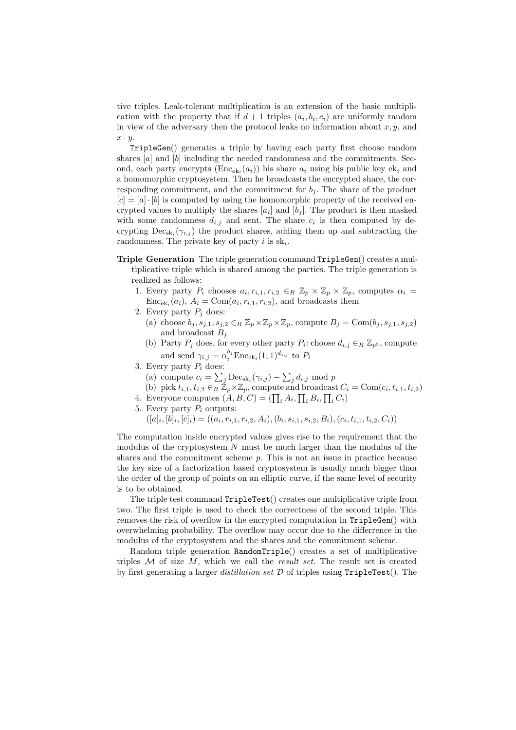tive triples. Leak-tolerant multiplication is an extension of the basic multiplication with the property that if $d+1$ triples $(a_i, b_i, c_i)$ are uniformly random in view of the adversary then the protocol leaks no information about $x, y$, and $x \cdot y$.

`TripleGen`() generates a triple by having each party first choose random shares $[a]$ and $[b]$ including the needed randomness and the commitments. Second, each party encrypts $(\mathrm{Enc}_{\mathrm{ek}_i}(a_i))$ his share $a_i$ using his public key $\mathrm{ek}_i$ and a homomorphic cryptosystem. Then he broadcasts the encrypted share, the corresponding commitment, and the commitment for $b_j$. The share of the product $[c] = [a] \cdot [b]$ is computed by using the homomorphic property of the received encrypted values to multiply the shares $[a_i]$ and $[b_j]$. The product is then masked with some randomness $d_{i,j}$ and sent. The share $c_i$ is then computed by decrypting $\mathrm{Dec}_{\mathrm{sk}_i}(\gamma_{i,j})$ the product shares, adding them up and subtracting the randomness. The private key of party $i$ is $\mathrm{sk}_i$.

**Triple Generation** The triple generation command `TripleGen`() creates a multiplicative triple which is shared among the parties. The triple generation is realized as follows:

1. Every party $P_i$ chooses $a_i, r_{i,1}, r_{i,2} \in_R \mathbb{Z}_p \times \mathbb{Z}_p \times \mathbb{Z}_p$, computes $\alpha_i = \mathrm{Enc}_{\mathrm{ek}_i}(a_i)$, $A_i = \mathrm{Com}(a_i, r_{i,1}, r_{i,2})$, and broadcasts them
2. Every party $P_j$ does:
   (a) choose $b_j, s_{j,1}, s_{j,2} \in_R \mathbb{Z}_p \times \mathbb{Z}_p \times \mathbb{Z}_p$, compute $B_j = \mathrm{Com}(b_j, s_{j,1}, s_{j,2})$ and broadcast $B_j$
   (b) Party $P_j$ does, for every other party $P_i$: choose $d_{i,j} \in_R \mathbb{Z}_{p^3}$, compute and send $\gamma_{i,j} = \alpha_i^{b_j} \mathrm{Enc}_{\mathrm{ek}_i}(1;1)^{d_{i,j}}$ to $P_i$
3. Every party $P_i$ does:
   (a) compute $c_i = \sum_j \mathrm{Dec}_{\mathrm{sk}_i}(\gamma_{i,j}) - \sum_j d_{i,j} \bmod p$
   (b) pick $t_{i,1}, t_{i,2} \in_R \mathbb{Z}_p \times \mathbb{Z}_p$, compute and broadcast $C_i = \mathrm{Com}(c_i, t_{i,1}, t_{i,2})$
4. Everyone computes $(A, B, C) = (\prod_i A_i, \prod_i B_i, \prod_i C_i)$
5. Every party $P_i$ outputs:
   $([a]_i, [b]_i, [c]_i) = ((a_i, r_{i,1}, r_{i,2}, A_i), (b_i, s_{i,1}, s_{i,2}, B_i), (c_i, t_{i,1}, t_{i,2}, C_i))$

The computation inside encrypted values gives rise to the requirement that the modulus of the cryptosystem $N$ must be much larger than the modulus of the shares and the commitment scheme $p$. This is not an issue in practice because the key size of a factorization based cryptosystem is usually much bigger than the order of the group of points on an elliptic curve, if the same level of security is to be obtained.

The triple test command `TripleTest`() creates one multiplicative triple from two. The first triple is used to check the correctness of the second triple. This removes the risk of overflow in the encrypted computation in `TripleGen`() with overwhelming probability. The overflow may occur due to the differrence in the modulus of the cryptosystem and the shares and the commitment scheme.

Random triple generation `RandomTriple`() creates a set of multiplicative triples $\mathcal{M}$ of size $M$, which we call the *result set*. The result set is created by first generating a larger *distillation set* $\mathcal{D}$ of triples using `TripleTest`(). The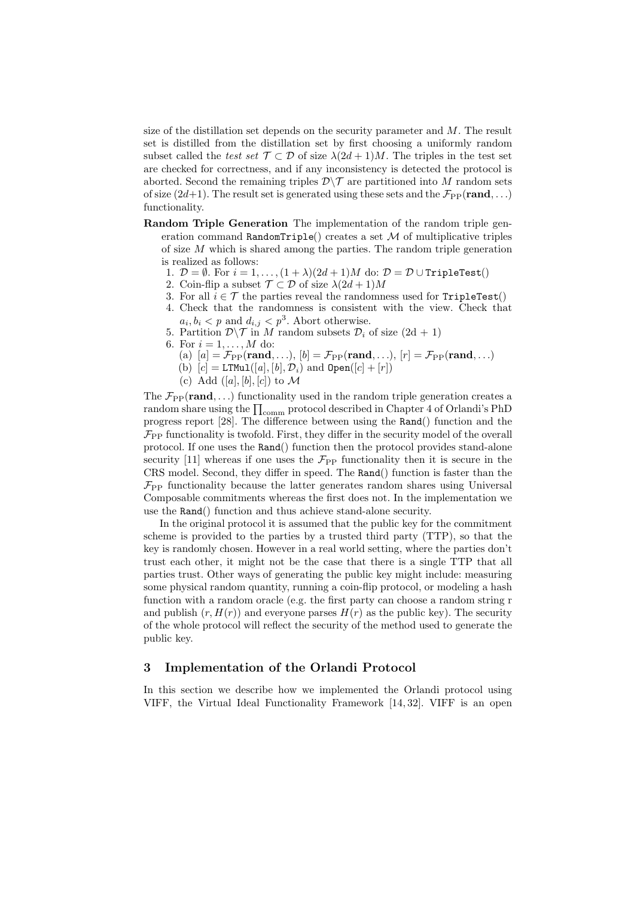size of the distillation set depends on the security parameter and $M$. The result set is distilled from the distillation set by first choosing a uniformly random subset called the *test set* $\mathcal{T} \subset \mathcal{D}$ of size $\lambda(2d+1)M$. The triples in the test set are checked for correctness, and if any inconsistency is detected the protocol is aborted. Second the remaining triples $\mathcal{D}\backslash\mathcal{T}$ are partitioned into $M$ random sets of size $(2d+1)$. The result set is generated using these sets and the $\mathcal{F}_{\mathrm{PP}}(\mathbf{rand},\ldots)$ functionality.

**Random Triple Generation** The implementation of the random triple generation command `RandomTriple`() creates a set $\mathcal{M}$ of multiplicative triples of size $M$ which is shared among the parties. The random triple generation is realized as follows:

1. $\mathcal{D} = \emptyset$. For $i = 1, \ldots, (1+\lambda)(2d+1)M$ do: $\mathcal{D} = \mathcal{D} \cup$ `TripleTest`()
2. Coin-flip a subset $\mathcal{T} \subset \mathcal{D}$ of size $\lambda(2d+1)M$
3. For all $i \in \mathcal{T}$ the parties reveal the randomness used for `TripleTest`()
4. Check that the randomness is consistent with the view. Check that $a_i, b_i < p$ and $d_{i,j} < p^3$. Abort otherwise.
5. Partition $\mathcal{D}\backslash\mathcal{T}$ in $M$ random subsets $\mathcal{D}_i$ of size $(2d+1)$
6. For $i = 1, \ldots, M$ do:
   (a) $[a] = \mathcal{F}_{\mathrm{PP}}(\mathbf{rand},\ldots)$, $[b] = \mathcal{F}_{\mathrm{PP}}(\mathbf{rand},\ldots)$, $[r] = \mathcal{F}_{\mathrm{PP}}(\mathbf{rand},\ldots)$
   (b) $[c] =$ `LTMul`$([a],[b],\mathcal{D}_i)$ and `Open`$([c]+[r])$
   (c) Add $([a],[b],[c])$ to $\mathcal{M}$

The $\mathcal{F}_{\mathrm{PP}}(\mathbf{rand},\ldots)$ functionality used in the random triple generation creates a random share using the $\prod_{\mathrm{comm}}$ protocol described in Chapter 4 of Orlandi's PhD progress report [28]. The difference between using the `Rand`() function and the $\mathcal{F}_{\mathrm{PP}}$ functionality is twofold. First, they differ in the security model of the overall protocol. If one uses the `Rand`() function then the protocol provides stand-alone security [11] whereas if one uses the $\mathcal{F}_{\mathrm{PP}}$ functionality then it is secure in the CRS model. Second, they differ in speed. The `Rand`() function is faster than the $\mathcal{F}_{\mathrm{PP}}$ functionality because the latter generates random shares using Universal Composable commitments whereas the first does not. In the implementation we use the `Rand`() function and thus achieve stand-alone security.

In the original protocol it is assumed that the public key for the commitment scheme is provided to the parties by a trusted third party (TTP), so that the key is randomly chosen. However in a real world setting, where the parties don't trust each other, it might not be the case that there is a single TTP that all parties trust. Other ways of generating the public key might include: measuring some physical random quantity, running a coin-flip protocol, or modeling a hash function with a random oracle (e.g. the first party can choose a random string r and publish $(r, H(r))$ and everyone parses $H(r)$ as the public key). The security of the whole protocol will reflect the security of the method used to generate the public key.

## 3 Implementation of the Orlandi Protocol

In this section we describe how we implemented the Orlandi protocol using VIFF, the Virtual Ideal Functionality Framework [14, 32]. VIFF is an open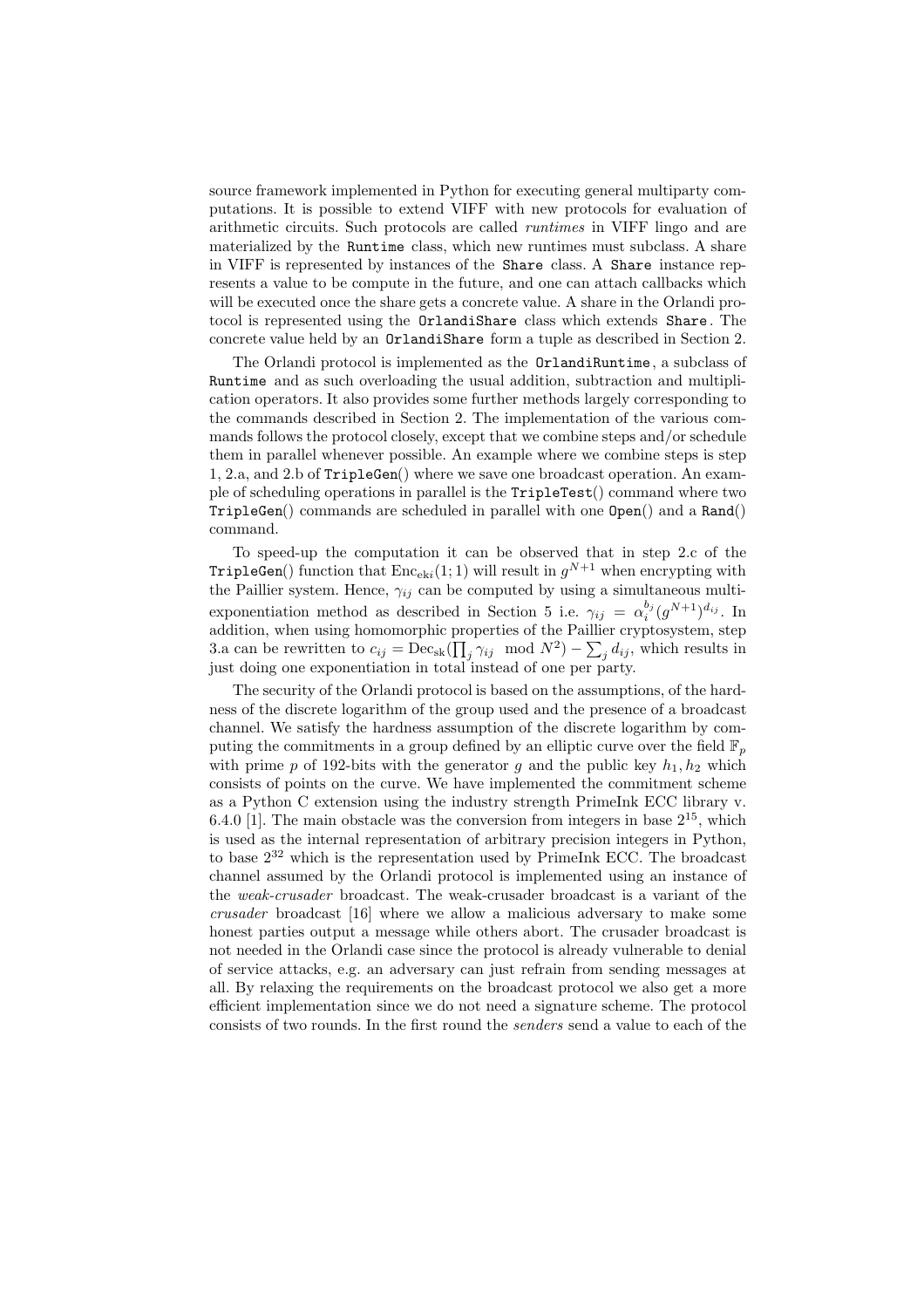source framework implemented in Python for executing general multiparty computations. It is possible to extend VIFF with new protocols for evaluation of arithmetic circuits. Such protocols are called *runtimes* in VIFF lingo and are materialized by the `Runtime` class, which new runtimes must subclass. A share in VIFF is represented by instances of the `Share` class. A `Share` instance represents a value to be compute in the future, and one can attach callbacks which will be executed once the share gets a concrete value. A share in the Orlandi protocol is represented using the `OrlandiShare` class which extends `Share`. The concrete value held by an `OrlandiShare` form a tuple as described in Section 2.

The Orlandi protocol is implemented as the `OrlandiRuntime`, a subclass of `Runtime` and as such overloading the usual addition, subtraction and multiplication operators. It also provides some further methods largely corresponding to the commands described in Section 2. The implementation of the various commands follows the protocol closely, except that we combine steps and/or schedule them in parallel whenever possible. An example where we combine steps is step 1, 2.a, and 2.b of `TripleGen`() where we save one broadcast operation. An example of scheduling operations in parallel is the `TripleTest`() command where two `TripleGen`() commands are scheduled in parallel with one `Open`() and a `Rand`() command.

To speed-up the computation it can be observed that in step 2.c of the `TripleGen`() function that $\mathrm{Enc}_{\mathrm{ek}i}(1; 1)$ will result in $g^{N+1}$ when encrypting with the Paillier system. Hence, $\gamma_{ij}$ can be computed by using a simultaneous multi-exponentiation method as described in Section 5 i.e. $\gamma_{ij} = \alpha_i^{b_j}(g^{N+1})^{d_{ij}}$. In addition, when using homomorphic properties of the Paillier cryptosystem, step 3.a can be rewritten to $c_{ij} = \mathrm{Dec}_{\mathrm{sk}}(\prod_j \gamma_{ij} \mod N^2) - \sum_j d_{ij}$, which results in just doing one exponentiation in total instead of one per party.

The security of the Orlandi protocol is based on the assumptions, of the hardness of the discrete logarithm of the group used and the presence of a broadcast channel. We satisfy the hardness assumption of the discrete logarithm by computing the commitments in a group defined by an elliptic curve over the field $\mathbb{F}_p$ with prime $p$ of 192-bits with the generator $g$ and the public key $h_1, h_2$ which consists of points on the curve. We have implemented the commitment scheme as a Python C extension using the industry strength PrimeInk ECC library v. 6.4.0 [1]. The main obstacle was the conversion from integers in base $2^{15}$, which is used as the internal representation of arbitrary precision integers in Python, to base $2^{32}$ which is the representation used by PrimeInk ECC. The broadcast channel assumed by the Orlandi protocol is implemented using an instance of the *weak-crusader* broadcast. The weak-crusader broadcast is a variant of the *crusader* broadcast [16] where we allow a malicious adversary to make some honest parties output a message while others abort. The crusader broadcast is not needed in the Orlandi case since the protocol is already vulnerable to denial of service attacks, e.g. an adversary can just refrain from sending messages at all. By relaxing the requirements on the broadcast protocol we also get a more efficient implementation since we do not need a signature scheme. The protocol consists of two rounds. In the first round the *senders* send a value to each of the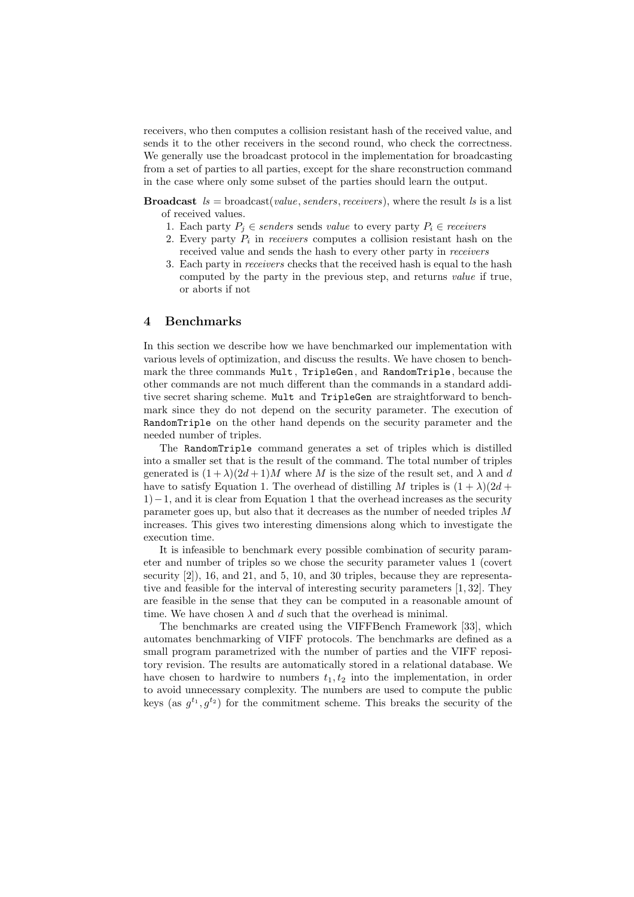receivers, who then computes a collision resistant hash of the received value, and sends it to the other receivers in the second round, who check the correctness. We generally use the broadcast protocol in the implementation for broadcasting from a set of parties to all parties, except for the share reconstruction command in the case where only some subset of the parties should learn the output.

**Broadcast** $ls = \text{broadcast}(value, senders, receivers)$, where the result *ls* is a list of received values.

1. Each party $P_j \in senders$ sends *value* to every party $P_i \in receivers$
2. Every party $P_i$ in *receivers* computes a collision resistant hash on the received value and sends the hash to every other party in *receivers*
3. Each party in *receivers* checks that the received hash is equal to the hash computed by the party in the previous step, and returns *value* if true, or aborts if not

## 4 Benchmarks

In this section we describe how we have benchmarked our implementation with various levels of optimization, and discuss the results. We have chosen to benchmark the three commands `Mult`, `TripleGen`, and `RandomTriple`, because the other commands are not much different than the commands in a standard additive secret sharing scheme. `Mult` and `TripleGen` are straightforward to benchmark since they do not depend on the security parameter. The execution of `RandomTriple` on the other hand depends on the security parameter and the needed number of triples.

The `RandomTriple` command generates a set of triples which is distilled into a smaller set that is the result of the command. The total number of triples generated is $(1+\lambda)(2d+1)M$ where $M$ is the size of the result set, and $\lambda$ and $d$ have to satisfy Equation 1. The overhead of distilling $M$ triples is $(1+\lambda)(2d+1)-1$, and it is clear from Equation 1 that the overhead increases as the security parameter goes up, but also that it decreases as the number of needed triples $M$ increases. This gives two interesting dimensions along which to investigate the execution time.

It is infeasible to benchmark every possible combination of security parameter and number of triples so we chose the security parameter values 1 (covert security [2]), 16, and 21, and 5, 10, and 30 triples, because they are representative and feasible for the interval of interesting security parameters [1, 32]. They are feasible in the sense that they can be computed in a reasonable amount of time. We have chosen $\lambda$ and $d$ such that the overhead is minimal.

The benchmarks are created using the VIFFBench Framework [33], which automates benchmarking of VIFF protocols. The benchmarks are defined as a small program parametrized with the number of parties and the VIFF repository revision. The results are automatically stored in a relational database. We have chosen to hardwire to numbers $t_1, t_2$ into the implementation, in order to avoid unnecessary complexity. The numbers are used to compute the public keys (as $g^{t_1}, g^{t_2}$) for the commitment scheme. This breaks the security of the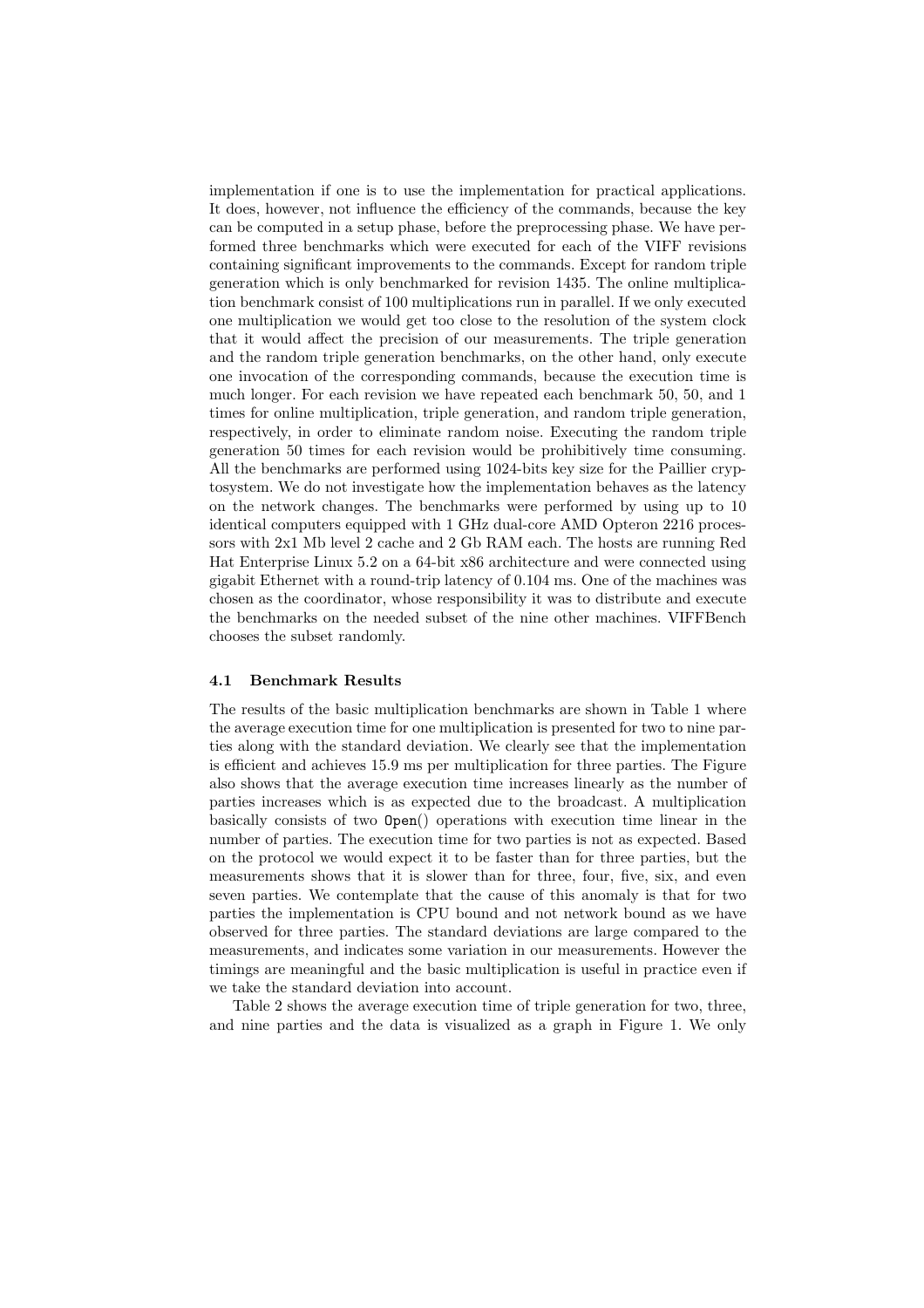implementation if one is to use the implementation for practical applications. It does, however, not influence the efficiency of the commands, because the key can be computed in a setup phase, before the preprocessing phase. We have performed three benchmarks which were executed for each of the VIFF revisions containing significant improvements to the commands. Except for random triple generation which is only benchmarked for revision 1435. The online multiplication benchmark consist of 100 multiplications run in parallel. If we only executed one multiplication we would get too close to the resolution of the system clock that it would affect the precision of our measurements. The triple generation and the random triple generation benchmarks, on the other hand, only execute one invocation of the corresponding commands, because the execution time is much longer. For each revision we have repeated each benchmark 50, 50, and 1 times for online multiplication, triple generation, and random triple generation, respectively, in order to eliminate random noise. Executing the random triple generation 50 times for each revision would be prohibitively time consuming. All the benchmarks are performed using 1024-bits key size for the Paillier cryptosystem. We do not investigate how the implementation behaves as the latency on the network changes. The benchmarks were performed by using up to 10 identical computers equipped with 1 GHz dual-core AMD Opteron 2216 processors with 2x1 Mb level 2 cache and 2 Gb RAM each. The hosts are running Red Hat Enterprise Linux 5.2 on a 64-bit x86 architecture and were connected using gigabit Ethernet with a round-trip latency of 0.104 ms. One of the machines was chosen as the coordinator, whose responsibility it was to distribute and execute the benchmarks on the needed subset of the nine other machines. VIFFBench chooses the subset randomly.

### 4.1 Benchmark Results

The results of the basic multiplication benchmarks are shown in Table 1 where the average execution time for one multiplication is presented for two to nine parties along with the standard deviation. We clearly see that the implementation is efficient and achieves 15.9 ms per multiplication for three parties. The Figure also shows that the average execution time increases linearly as the number of parties increases which is as expected due to the broadcast. A multiplication basically consists of two `Open`() operations with execution time linear in the number of parties. The execution time for two parties is not as expected. Based on the protocol we would expect it to be faster than for three parties, but the measurements shows that it is slower than for three, four, five, six, and even seven parties. We contemplate that the cause of this anomaly is that for two parties the implementation is CPU bound and not network bound as we have observed for three parties. The standard deviations are large compared to the measurements, and indicates some variation in our measurements. However the timings are meaningful and the basic multiplication is useful in practice even if we take the standard deviation into account.

Table 2 shows the average execution time of triple generation for two, three, and nine parties and the data is visualized as a graph in Figure 1. We only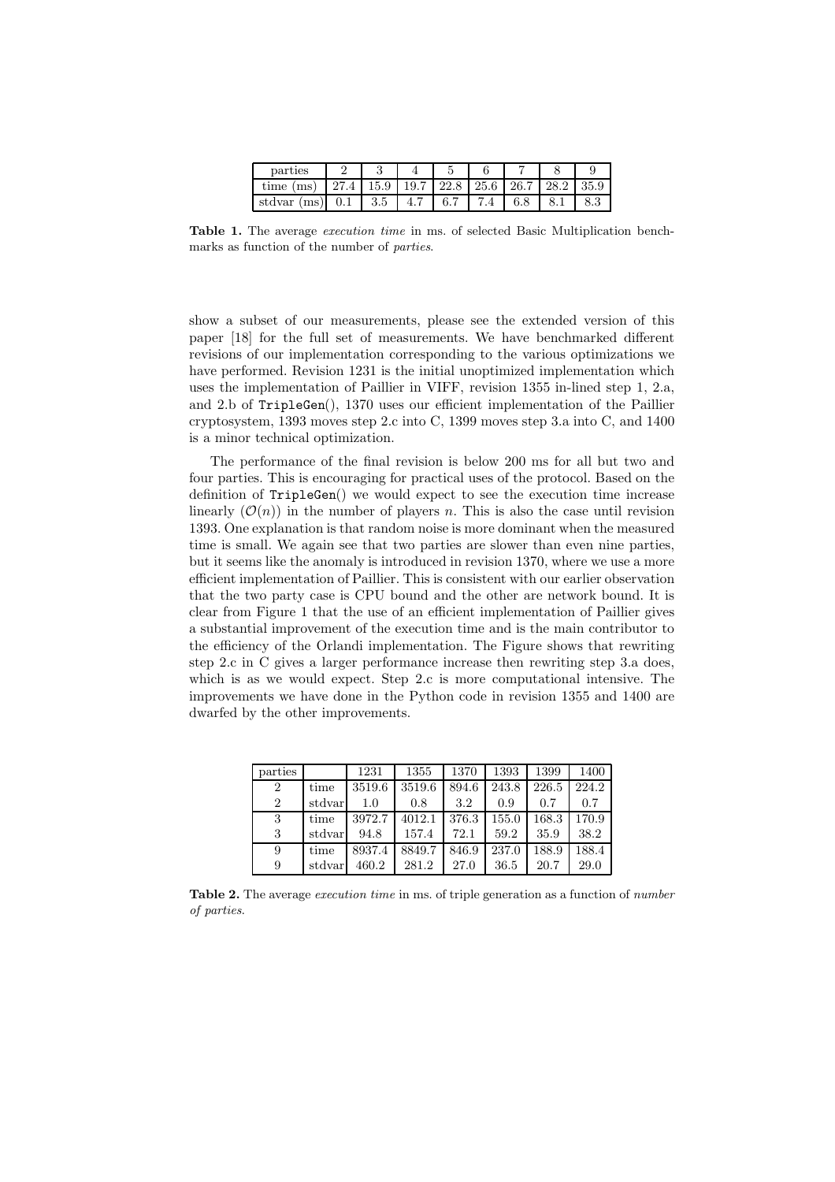| parties | 2 | 3 | 4 | 5 | 6 | 7 | 8 | 9 |
|---|---|---|---|---|---|---|---|---|
| time (ms) | 27.4 | 15.9 | 19.7 | 22.8 | 25.6 | 26.7 | 28.2 | 35.9 |
| stdvar (ms) | 0.1 | 3.5 | 4.7 | 6.7 | 7.4 | 6.8 | 8.1 | 8.3 |

**Table 1.** The average *execution time* in ms. of selected Basic Multiplication benchmarks as function of the number of *parties*.

show a subset of our measurements, please see the extended version of this paper [18] for the full set of measurements. We have benchmarked different revisions of our implementation corresponding to the various optimizations we have performed. Revision 1231 is the initial unoptimized implementation which uses the implementation of Paillier in VIFF, revision 1355 in-lined step 1, 2.a, and 2.b of `TripleGen`(), 1370 uses our efficient implementation of the Paillier cryptosystem, 1393 moves step 2.c into C, 1399 moves step 3.a into C, and 1400 is a minor technical optimization.

The performance of the final revision is below 200 ms for all but two and four parties. This is encouraging for practical uses of the protocol. Based on the definition of `TripleGen`() we would expect to see the execution time increase linearly ($\mathcal{O}(n)$) in the number of players $n$. This is also the case until revision 1393. One explanation is that random noise is more dominant when the measured time is small. We again see that two parties are slower than even nine parties, but it seems like the anomaly is introduced in revision 1370, where we use a more efficient implementation of Paillier. This is consistent with our earlier observation that the two party case is CPU bound and the other are network bound. It is clear from Figure 1 that the use of an efficient implementation of Paillier gives a substantial improvement of the execution time and is the main contributor to the efficiency of the Orlandi implementation. The Figure shows that rewriting step 2.c in C gives a larger performance increase then rewriting step 3.a does, which is as we would expect. Step 2.c is more computational intensive. The improvements we have done in the Python code in revision 1355 and 1400 are dwarfed by the other improvements.

| parties | | 1231 | 1355 | 1370 | 1393 | 1399 | 1400 |
|---|---|---|---|---|---|---|---|
| 2 | time | 3519.6 | 3519.6 | 894.6 | 243.8 | 226.5 | 224.2 |
| 2 | stdvar | 1.0 | 0.8 | 3.2 | 0.9 | 0.7 | 0.7 |
| 3 | time | 3972.7 | 4012.1 | 376.3 | 155.0 | 168.3 | 170.9 |
| 3 | stdvar | 94.8 | 157.4 | 72.1 | 59.2 | 35.9 | 38.2 |
| 9 | time | 8937.4 | 8849.7 | 846.9 | 237.0 | 188.9 | 188.4 |
| 9 | stdvar | 460.2 | 281.2 | 27.0 | 36.5 | 20.7 | 29.0 |

**Table 2.** The average *execution time* in ms. of triple generation as a function of *number of parties*.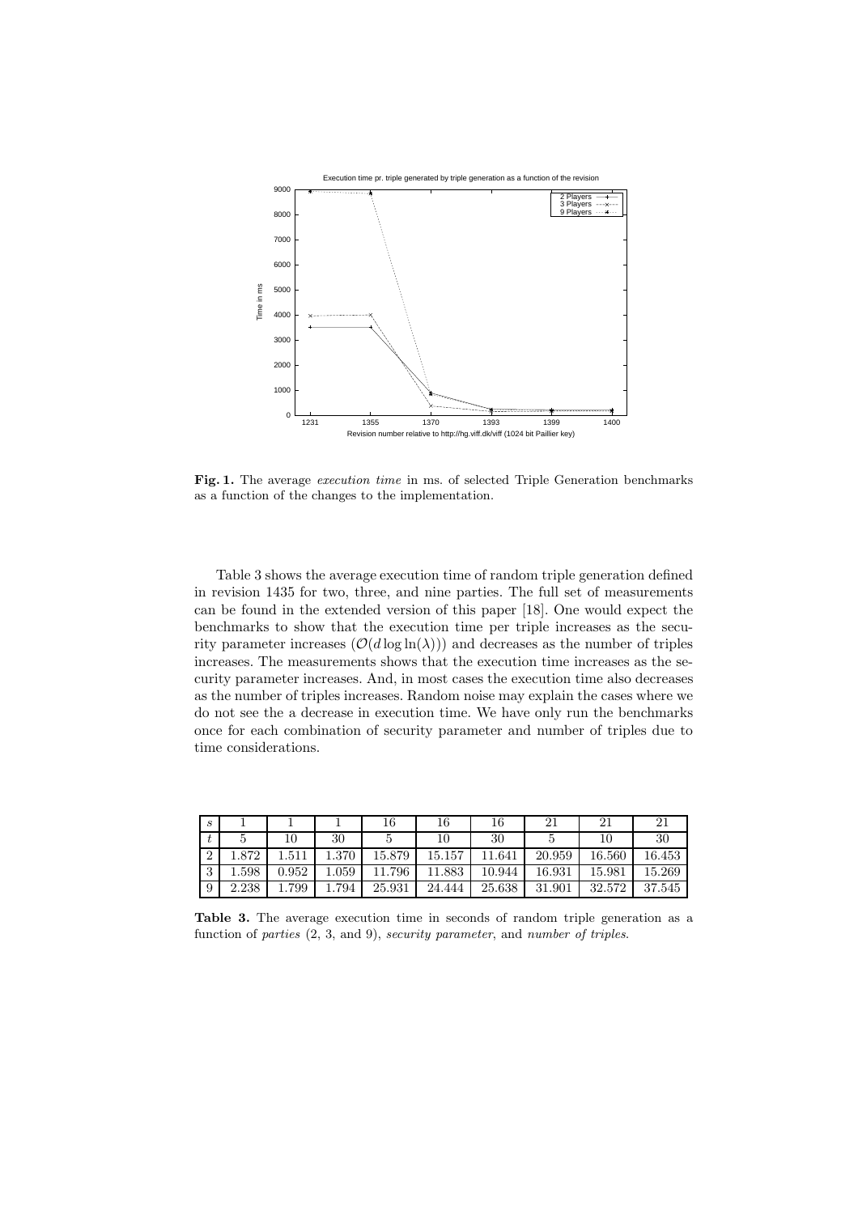**Fig. 1.** The average *execution time* in ms. of selected Triple Generation benchmarks as a function of the changes to the implementation.

Table 3 shows the average execution time of random triple generation defined in revision 1435 for two, three, and nine parties. The full set of measurements can be found in the extended version of this paper [18]. One would expect the benchmarks to show that the execution time per triple increases as the security parameter increases ($\mathcal{O}(d \log \ln(\lambda))$) and decreases as the number of triples increases. The measurements shows that the execution time increases as the security parameter increases. And, in most cases the execution time also decreases as the number of triples increases. Random noise may explain the cases where we do not see the a decrease in execution time. We have only run the benchmarks once for each combination of security parameter and number of triples due to time considerations.

| $s$ | 1 | 1 | 1 | 16 | 16 | 16 | 21 | 21 | 21 |
|---|---|---|---|---|---|---|---|---|---|
| $t$ | 5 | 10 | 30 | 5 | 10 | 30 | 5 | 10 | 30 |
| 2 | 1.872 | 1.511 | 1.370 | 15.879 | 15.157 | 11.641 | 20.959 | 16.560 | 16.453 |
| 3 | 1.598 | 0.952 | 1.059 | 11.796 | 11.883 | 10.944 | 16.931 | 15.981 | 15.269 |
| 9 | 2.238 | 1.799 | 1.794 | 25.931 | 24.444 | 25.638 | 31.901 | 32.572 | 37.545 |

**Table 3.** The average execution time in seconds of random triple generation as a function of *parties* (2, 3, and 9), *security parameter*, and *number of triples*.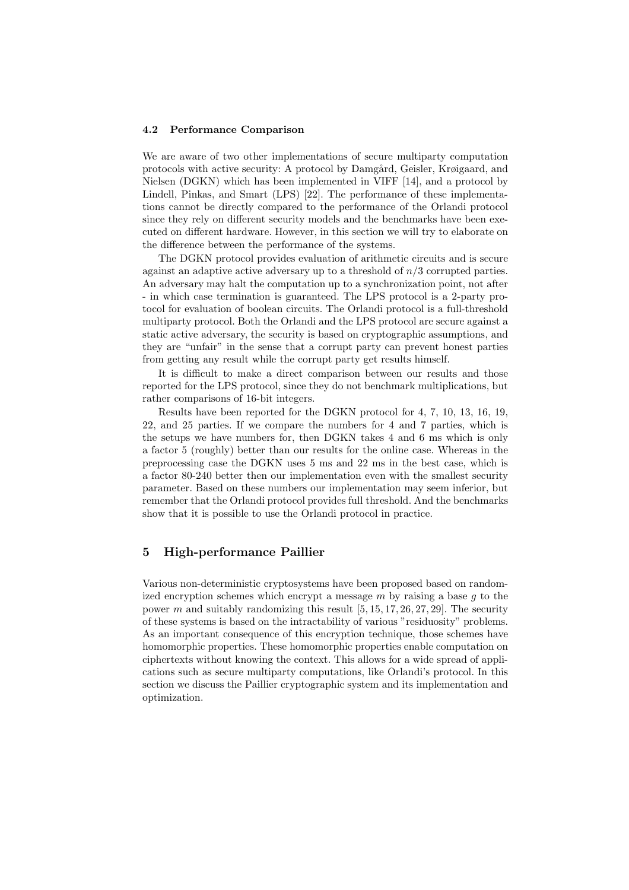### 4.2 Performance Comparison

We are aware of two other implementations of secure multiparty computation protocols with active security: A protocol by Damgård, Geisler, Krøigaard, and Nielsen (DGKN) which has been implemented in VIFF [14], and a protocol by Lindell, Pinkas, and Smart (LPS) [22]. The performance of these implementations cannot be directly compared to the performance of the Orlandi protocol since they rely on different security models and the benchmarks have been executed on different hardware. However, in this section we will try to elaborate on the difference between the performance of the systems.

The DGKN protocol provides evaluation of arithmetic circuits and is secure against an adaptive active adversary up to a threshold of $n/3$ corrupted parties. An adversary may halt the computation up to a synchronization point, not after - in which case termination is guaranteed. The LPS protocol is a 2-party protocol for evaluation of boolean circuits. The Orlandi protocol is a full-threshold multiparty protocol. Both the Orlandi and the LPS protocol are secure against a static active adversary, the security is based on cryptographic assumptions, and they are "unfair" in the sense that a corrupt party can prevent honest parties from getting any result while the corrupt party get results himself.

It is difficult to make a direct comparison between our results and those reported for the LPS protocol, since they do not benchmark multiplications, but rather comparisons of 16-bit integers.

Results have been reported for the DGKN protocol for 4, 7, 10, 13, 16, 19, 22, and 25 parties. If we compare the numbers for 4 and 7 parties, which is the setups we have numbers for, then DGKN takes 4 and 6 ms which is only a factor 5 (roughly) better than our results for the online case. Whereas in the preprocessing case the DGKN uses 5 ms and 22 ms in the best case, which is a factor 80-240 better then our implementation even with the smallest security parameter. Based on these numbers our implementation may seem inferior, but remember that the Orlandi protocol provides full threshold. And the benchmarks show that it is possible to use the Orlandi protocol in practice.

## 5 High-performance Paillier

Various non-deterministic cryptosystems have been proposed based on randomized encryption schemes which encrypt a message $m$ by raising a base $g$ to the power $m$ and suitably randomizing this result [5, 15, 17, 26, 27, 29]. The security of these systems is based on the intractability of various "residuosity" problems. As an important consequence of this encryption technique, those schemes have homomorphic properties. These homomorphic properties enable computation on ciphertexts without knowing the context. This allows for a wide spread of applications such as secure multiparty computations, like Orlandi's protocol. In this section we discuss the Paillier cryptographic system and its implementation and optimization.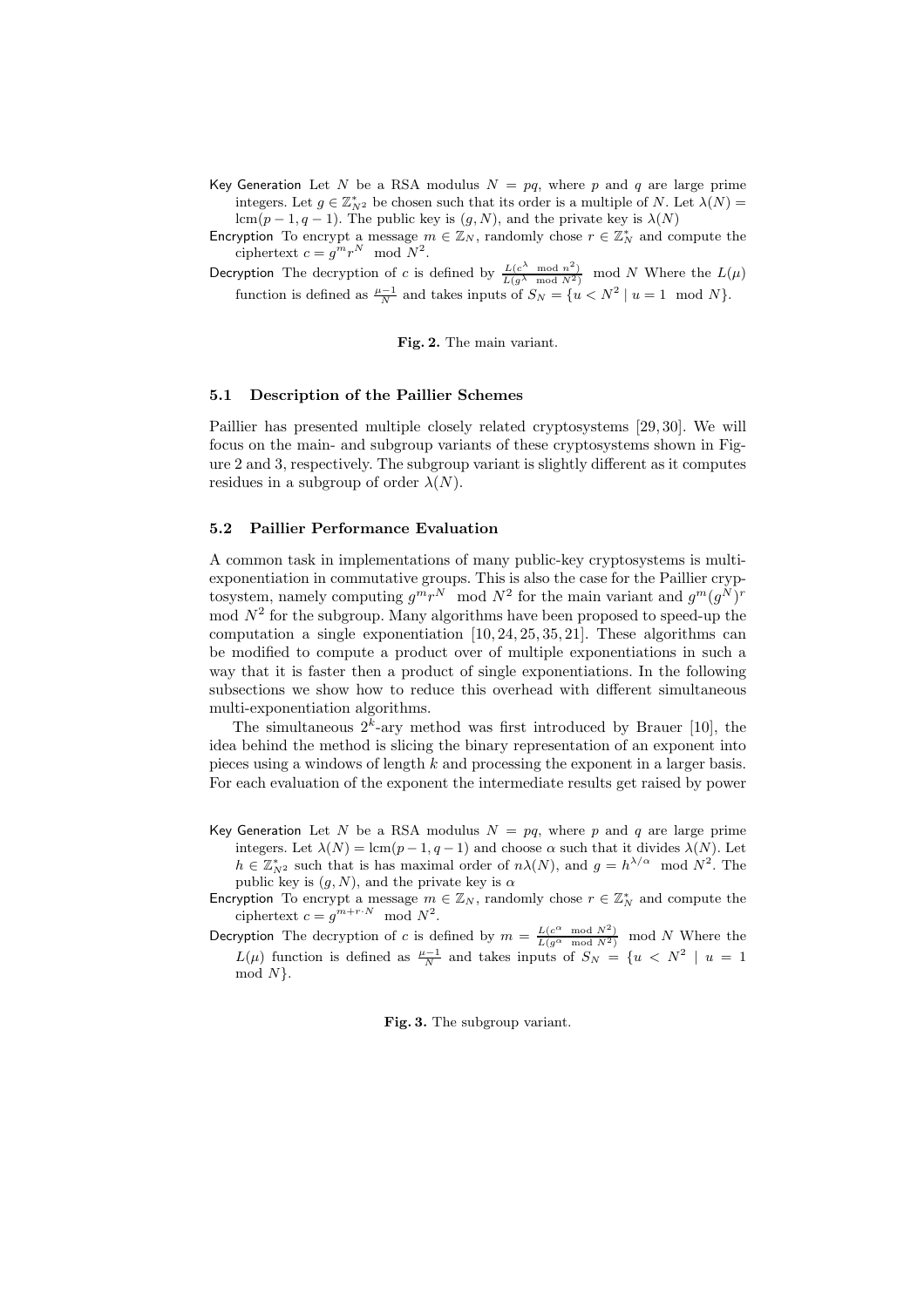**Key Generation** Let $N$ be a RSA modulus $N = pq$, where $p$ and $q$ are large prime integers. Let $g \in \mathbb{Z}^*_{N^2}$ be chosen such that its order is a multiple of $N$. Let $\lambda(N) = \text{lcm}(p-1, q-1)$. The public key is $(g, N)$, and the private key is $\lambda(N)$

**Encryption** To encrypt a message $m \in \mathbb{Z}_N$, randomly chose $r \in \mathbb{Z}^*_N$ and compute the ciphertext $c = g^m r^N \mod N^2$.

**Decryption** The decryption of $c$ is defined by $\frac{L(c^\lambda \mod n^2)}{L(g^\lambda \mod N^2)} \mod N$ Where the $L(\mu)$ function is defined as $\frac{\mu-1}{N}$ and takes inputs of $S_N = \{u < N^2 \mid u = 1 \mod N\}$.

**Fig. 2.** The main variant.

### 5.1 Description of the Paillier Schemes

Paillier has presented multiple closely related cryptosystems [29, 30]. We will focus on the main- and subgroup variants of these cryptosystems shown in Figure 2 and 3, respectively. The subgroup variant is slightly different as it computes residues in a subgroup of order $\lambda(N)$.

### 5.2 Paillier Performance Evaluation

A common task in implementations of many public-key cryptosystems is multi-exponentiation in commutative groups. This is also the case for the Paillier cryptosystem, namely computing $g^m r^N \mod N^2$ for the main variant and $g^m (g^N)^r \mod N^2$ for the subgroup. Many algorithms have been proposed to speed-up the computation a single exponentiation [10, 24, 25, 35, 21]. These algorithms can be modified to compute a product over of multiple exponentiations in such a way that it is faster then a product of single exponentiations. In the following subsections we show how to reduce this overhead with different simultaneous multi-exponentiation algorithms.

The simultaneous $2^k$-ary method was first introduced by Brauer [10], the idea behind the method is slicing the binary representation of an exponent into pieces using a windows of length $k$ and processing the exponent in a larger basis. For each evaluation of the exponent the intermediate results get raised by power

**Key Generation** Let $N$ be a RSA modulus $N = pq$, where $p$ and $q$ are large prime integers. Let $\lambda(N) = \text{lcm}(p-1, q-1)$ and choose $\alpha$ such that it divides $\lambda(N)$. Let $h \in \mathbb{Z}^*_{N^2}$ such that is has maximal order of $n\lambda(N)$, and $g = h^{\lambda/\alpha} \mod N^2$. The public key is $(g, N)$, and the private key is $\alpha$

**Encryption** To encrypt a message $m \in \mathbb{Z}_N$, randomly chose $r \in \mathbb{Z}^*_N$ and compute the ciphertext $c = g^{m+r \cdot N} \mod N^2$.

**Decryption** The decryption of $c$ is defined by $m = \frac{L(c^\alpha \mod N^2)}{L(g^\alpha \mod N^2)} \mod N$ Where the $L(\mu)$ function is defined as $\frac{\mu-1}{N}$ and takes inputs of $S_N = \{u < N^2 \mid u = 1 \mod N\}$.

**Fig. 3.** The subgroup variant.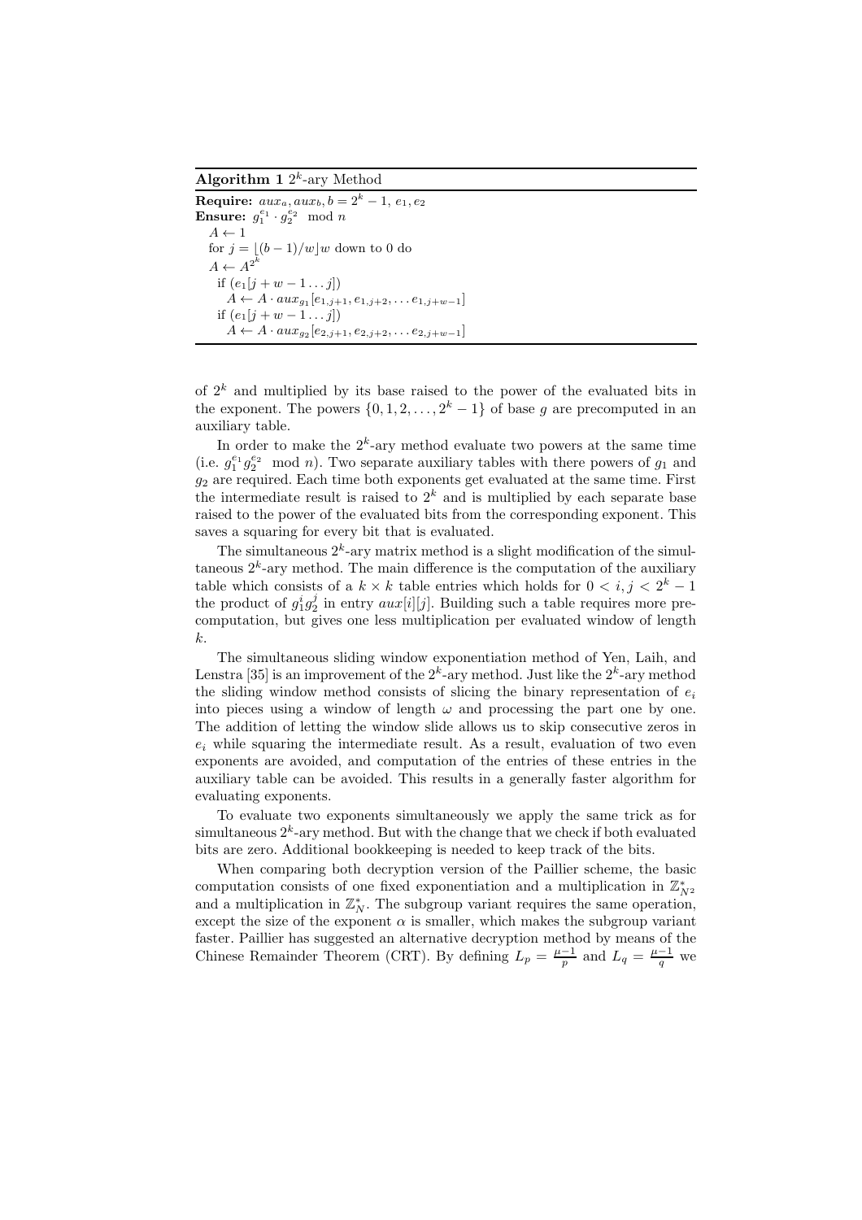**Algorithm 1** $2^k$-ary Method

```
Require: aux_a, aux_b, b = 2^k − 1, e_1, e_2
Ensure: g_1^{e_1} · g_2^{e_2} mod n
  A ← 1
  for j = ⌊(b − 1)/w⌋w down to 0 do
  A ← A^{2^k}
    if (e_1[j + w − 1 ... j])
      A ← A · aux_{g_1}[e_{1,j+1}, e_{1,j+2}, ... e_{1,j+w−1}]
    if (e_1[j + w − 1 ... j])
      A ← A · aux_{g_2}[e_{2,j+1}, e_{2,j+2}, ... e_{2,j+w−1}]
```

of $2^k$ and multiplied by its base raised to the power of the evaluated bits in the exponent. The powers $\{0, 1, 2, \ldots, 2^k - 1\}$ of base $g$ are precomputed in an auxiliary table.

In order to make the $2^k$-ary method evaluate two powers at the same time (i.e. $g_1^{e_1} g_2^{e_2} \mod n$). Two separate auxiliary tables with there powers of $g_1$ and $g_2$ are required. Each time both exponents get evaluated at the same time. First the intermediate result is raised to $2^k$ and is multiplied by each separate base raised to the power of the evaluated bits from the corresponding exponent. This saves a squaring for every bit that is evaluated.

The simultaneous $2^k$-ary matrix method is a slight modification of the simultaneous $2^k$-ary method. The main difference is the computation of the auxiliary table which consists of a $k \times k$ table entries which holds for $0 < i, j < 2^k - 1$ the product of $g_1^i g_2^j$ in entry $aux[i][j]$. Building such a table requires more precomputation, but gives one less multiplication per evaluated window of length $k$.

The simultaneous sliding window exponentiation method of Yen, Laih, and Lenstra [35] is an improvement of the $2^k$-ary method. Just like the $2^k$-ary method the sliding window method consists of slicing the binary representation of $e_i$ into pieces using a window of length $\omega$ and processing the part one by one. The addition of letting the window slide allows us to skip consecutive zeros in $e_i$ while squaring the intermediate result. As a result, evaluation of two even exponents are avoided, and computation of the entries of these entries in the auxiliary table can be avoided. This results in a generally faster algorithm for evaluating exponents.

To evaluate two exponents simultaneously we apply the same trick as for simultaneous $2^k$-ary method. But with the change that we check if both evaluated bits are zero. Additional bookkeeping is needed to keep track of the bits.

When comparing both decryption version of the Paillier scheme, the basic computation consists of one fixed exponentiation and a multiplication in $\mathbb{Z}_{N^2}^*$ and a multiplication in $\mathbb{Z}_N^*$. The subgroup variant requires the same operation, except the size of the exponent $\alpha$ is smaller, which makes the subgroup variant faster. Paillier has suggested an alternative decryption method by means of the Chinese Remainder Theorem (CRT). By defining $L_p = \frac{\mu - 1}{p}$ and $L_q = \frac{\mu - 1}{q}$ we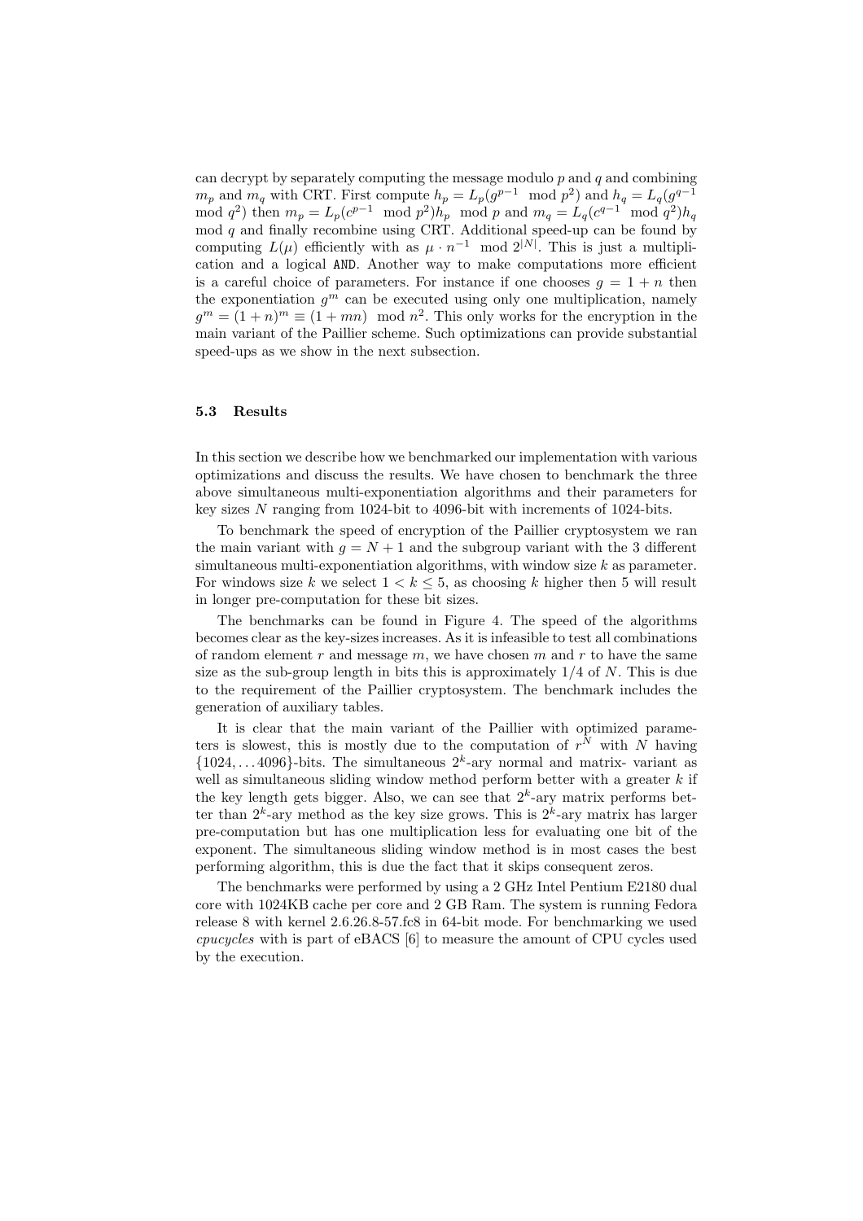can decrypt by separately computing the message modulo $p$ and $q$ and combining $m_p$ and $m_q$ with CRT. First compute $h_p = L_p(g^{p-1} \mod p^2)$ and $h_q = L_q(g^{q-1} \mod q^2)$ then $m_p = L_p(c^{p-1} \mod p^2)h_p \mod p$ and $m_q = L_q(c^{q-1} \mod q^2)h_q \mod q$ and finally recombine using CRT. Additional speed-up can be found by computing $L(\mu)$ efficiently with as $\mu \cdot n^{-1} \mod 2^{|N|}$. This is just a multiplication and a logical AND. Another way to make computations more efficient is a careful choice of parameters. For instance if one chooses $g = 1 + n$ then the exponentiation $g^m$ can be executed using only one multiplication, namely $g^m = (1 + n)^m \equiv (1 + mn) \mod n^2$. This only works for the encryption in the main variant of the Paillier scheme. Such optimizations can provide substantial speed-ups as we show in the next subsection.

### 5.3 Results

In this section we describe how we benchmarked our implementation with various optimizations and discuss the results. We have chosen to benchmark the three above simultaneous multi-exponentiation algorithms and their parameters for key sizes $N$ ranging from 1024-bit to 4096-bit with increments of 1024-bits.

To benchmark the speed of encryption of the Paillier cryptosystem we ran the main variant with $g = N + 1$ and the subgroup variant with the 3 different simultaneous multi-exponentiation algorithms, with window size $k$ as parameter. For windows size $k$ we select $1 < k \leq 5$, as choosing $k$ higher then 5 will result in longer pre-computation for these bit sizes.

The benchmarks can be found in Figure 4. The speed of the algorithms becomes clear as the key-sizes increases. As it is infeasible to test all combinations of random element $r$ and message $m$, we have chosen $m$ and $r$ to have the same size as the sub-group length in bits this is approximately 1/4 of $N$. This is due to the requirement of the Paillier cryptosystem. The benchmark includes the generation of auxiliary tables.

It is clear that the main variant of the Paillier with optimized parameters is slowest, this is mostly due to the computation of $r^N$ with $N$ having $\{1024, \ldots 4096\}$-bits. The simultaneous $2^k$-ary normal and matrix- variant as well as simultaneous sliding window method perform better with a greater $k$ if the key length gets bigger. Also, we can see that $2^k$-ary matrix performs better than $2^k$-ary method as the key size grows. This is $2^k$-ary matrix has larger pre-computation but has one multiplication less for evaluating one bit of the exponent. The simultaneous sliding window method is in most cases the best performing algorithm, this is due the fact that it skips consequent zeros.

The benchmarks were performed by using a 2 GHz Intel Pentium E2180 dual core with 1024KB cache per core and 2 GB Ram. The system is running Fedora release 8 with kernel 2.6.26.8-57.fc8 in 64-bit mode. For benchmarking we used *cpucycles* with is part of eBACS [6] to measure the amount of CPU cycles used by the execution.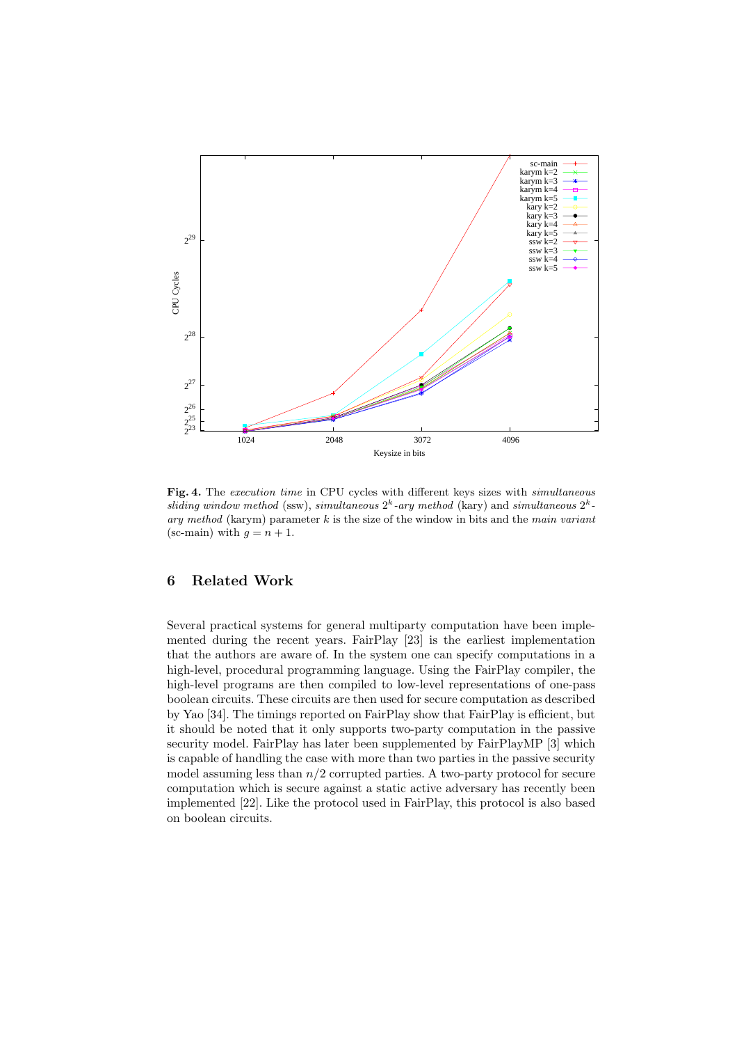**Fig. 4.** The *execution time* in CPU cycles with different keys sizes with *simultaneous sliding window method* (ssw), *simultaneous* $2^k$*-ary method* (kary) and *simultaneous* $2^k$*-ary method* (karym) parameter $k$ is the size of the window in bits and the *main variant* (sc-main) with $g = n + 1$.

## 6 Related Work

Several practical systems for general multiparty computation have been implemented during the recent years. FairPlay [23] is the earliest implementation that the authors are aware of. In the system one can specify computations in a high-level, procedural programming language. Using the FairPlay compiler, the high-level programs are then compiled to low-level representations of one-pass boolean circuits. These circuits are then used for secure computation as described by Yao [34]. The timings reported on FairPlay show that FairPlay is efficient, but it should be noted that it only supports two-party computation in the passive security model. FairPlay has later been supplemented by FairPlayMP [3] which is capable of handling the case with more than two parties in the passive security model assuming less than $n/2$ corrupted parties. A two-party protocol for secure computation which is secure against a static active adversary has recently been implemented [22]. Like the protocol used in FairPlay, this protocol is also based on boolean circuits.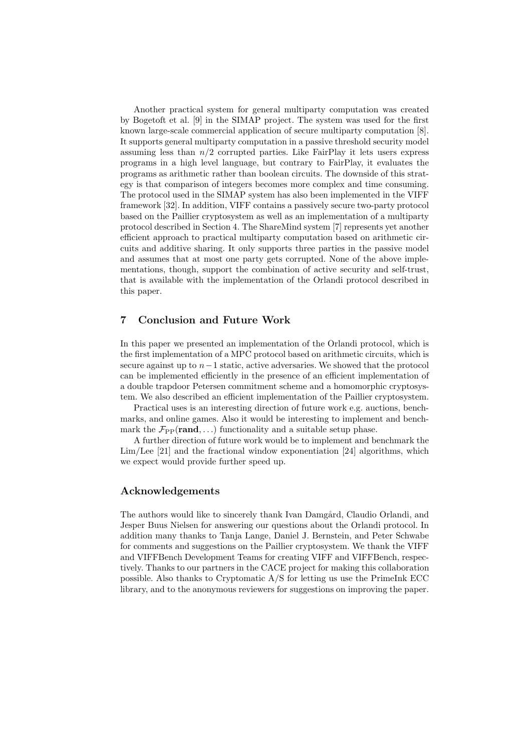Another practical system for general multiparty computation was created by Bogetoft et al. [9] in the SIMAP project. The system was used for the first known large-scale commercial application of secure multiparty computation [8]. It supports general multiparty computation in a passive threshold security model assuming less than $n/2$ corrupted parties. Like FairPlay it lets users express programs in a high level language, but contrary to FairPlay, it evaluates the programs as arithmetic rather than boolean circuits. The downside of this strategy is that comparison of integers becomes more complex and time consuming. The protocol used in the SIMAP system has also been implemented in the VIFF framework [32]. In addition, VIFF contains a passively secure two-party protocol based on the Paillier cryptosystem as well as an implementation of a multiparty protocol described in Section 4. The ShareMind system [7] represents yet another efficient approach to practical multiparty computation based on arithmetic circuits and additive sharing. It only supports three parties in the passive model and assumes that at most one party gets corrupted. None of the above implementations, though, support the combination of active security and self-trust, that is available with the implementation of the Orlandi protocol described in this paper.

## 7 Conclusion and Future Work

In this paper we presented an implementation of the Orlandi protocol, which is the first implementation of a MPC protocol based on arithmetic circuits, which is secure against up to $n-1$ static, active adversaries. We showed that the protocol can be implemented efficiently in the presence of an efficient implementation of a double trapdoor Petersen commitment scheme and a homomorphic cryptosystem. We also described an efficient implementation of the Paillier cryptosystem.

Practical uses is an interesting direction of future work e.g. auctions, benchmarks, and online games. Also it would be interesting to implement and benchmark the $\mathcal{F}_{\text{PP}}(\mathbf{rand}, \ldots)$ functionality and a suitable setup phase.

A further direction of future work would be to implement and benchmark the Lim/Lee [21] and the fractional window exponentiation [24] algorithms, which we expect would provide further speed up.

## Acknowledgements

The authors would like to sincerely thank Ivan Damgård, Claudio Orlandi, and Jesper Buus Nielsen for answering our questions about the Orlandi protocol. In addition many thanks to Tanja Lange, Daniel J. Bernstein, and Peter Schwabe for comments and suggestions on the Paillier cryptosystem. We thank the VIFF and VIFFBench Development Teams for creating VIFF and VIFFBench, respectively. Thanks to our partners in the CACE project for making this collaboration possible. Also thanks to Cryptomatic A/S for letting us use the PrimeInk ECC library, and to the anonymous reviewers for suggestions on improving the paper.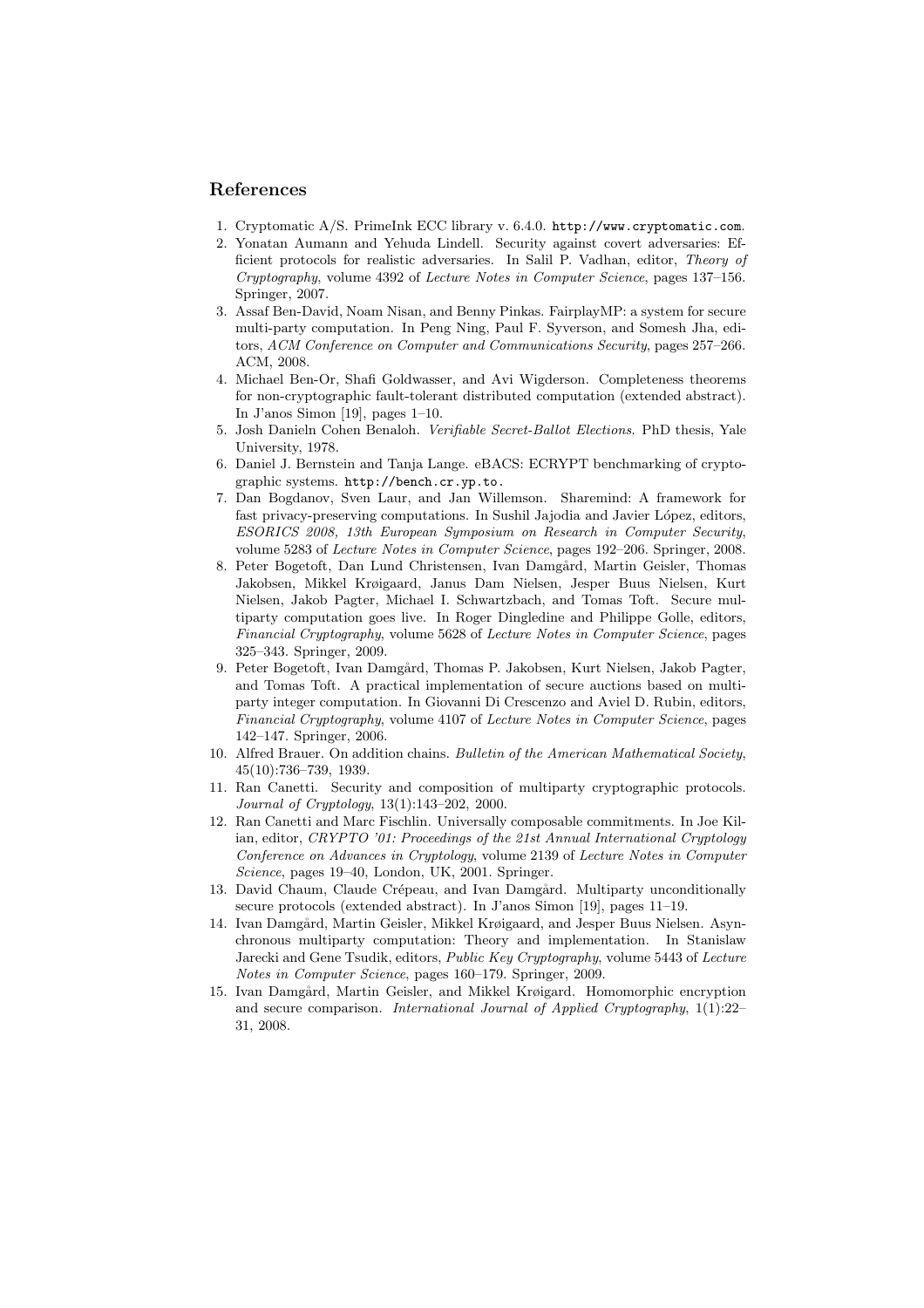## References

1. Cryptomatic A/S. PrimeInk ECC library v. 6.4.0. `http://www.cryptomatic.com`.
2. Yonatan Aumann and Yehuda Lindell. Security against covert adversaries: Efficient protocols for realistic adversaries. In Salil P. Vadhan, editor, *Theory of Cryptography*, volume 4392 of *Lecture Notes in Computer Science*, pages 137–156. Springer, 2007.
3. Assaf Ben-David, Noam Nisan, and Benny Pinkas. FairplayMP: a system for secure multi-party computation. In Peng Ning, Paul F. Syverson, and Somesh Jha, editors, *ACM Conference on Computer and Communications Security*, pages 257–266. ACM, 2008.
4. Michael Ben-Or, Shafi Goldwasser, and Avi Wigderson. Completeness theorems for non-cryptographic fault-tolerant distributed computation (extended abstract). In J'anos Simon [19], pages 1–10.
5. Josh Danieln Cohen Benaloh. *Verifiable Secret-Ballot Elections*. PhD thesis, Yale University, 1978.
6. Daniel J. Bernstein and Tanja Lange. eBACS: ECRYPT benchmarking of cryptographic systems. `http://bench.cr.yp.to.`
7. Dan Bogdanov, Sven Laur, and Jan Willemson. Sharemind: A framework for fast privacy-preserving computations. In Sushil Jajodia and Javier López, editors, *ESORICS 2008, 13th European Symposium on Research in Computer Security*, volume 5283 of *Lecture Notes in Computer Science*, pages 192–206. Springer, 2008.
8. Peter Bogetoft, Dan Lund Christensen, Ivan Damgård, Martin Geisler, Thomas Jakobsen, Mikkel Krøigaard, Janus Dam Nielsen, Jesper Buus Nielsen, Kurt Nielsen, Jakob Pagter, Michael I. Schwartzbach, and Tomas Toft. Secure multiparty computation goes live. In Roger Dingledine and Philippe Golle, editors, *Financial Cryptography*, volume 5628 of *Lecture Notes in Computer Science*, pages 325–343. Springer, 2009.
9. Peter Bogetoft, Ivan Damgård, Thomas P. Jakobsen, Kurt Nielsen, Jakob Pagter, and Tomas Toft. A practical implementation of secure auctions based on multiparty integer computation. In Giovanni Di Crescenzo and Aviel D. Rubin, editors, *Financial Cryptography*, volume 4107 of *Lecture Notes in Computer Science*, pages 142–147. Springer, 2006.
10. Alfred Brauer. On addition chains. *Bulletin of the American Mathematical Society*, 45(10):736–739, 1939.
11. Ran Canetti. Security and composition of multiparty cryptographic protocols. *Journal of Cryptology*, 13(1):143–202, 2000.
12. Ran Canetti and Marc Fischlin. Universally composable commitments. In Joe Kilian, editor, *CRYPTO '01: Proceedings of the 21st Annual International Cryptology Conference on Advances in Cryptology*, volume 2139 of *Lecture Notes in Computer Science*, pages 19–40, London, UK, 2001. Springer.
13. David Chaum, Claude Crépeau, and Ivan Damgård. Multiparty unconditionally secure protocols (extended abstract). In J'anos Simon [19], pages 11–19.
14. Ivan Damgård, Martin Geisler, Mikkel Krøigaard, and Jesper Buus Nielsen. Asynchronous multiparty computation: Theory and implementation. In Stanislaw Jarecki and Gene Tsudik, editors, *Public Key Cryptography*, volume 5443 of *Lecture Notes in Computer Science*, pages 160–179. Springer, 2009.
15. Ivan Damgård, Martin Geisler, and Mikkel Krøigard. Homomorphic encryption and secure comparison. *International Journal of Applied Cryptography*, 1(1):22–31, 2008.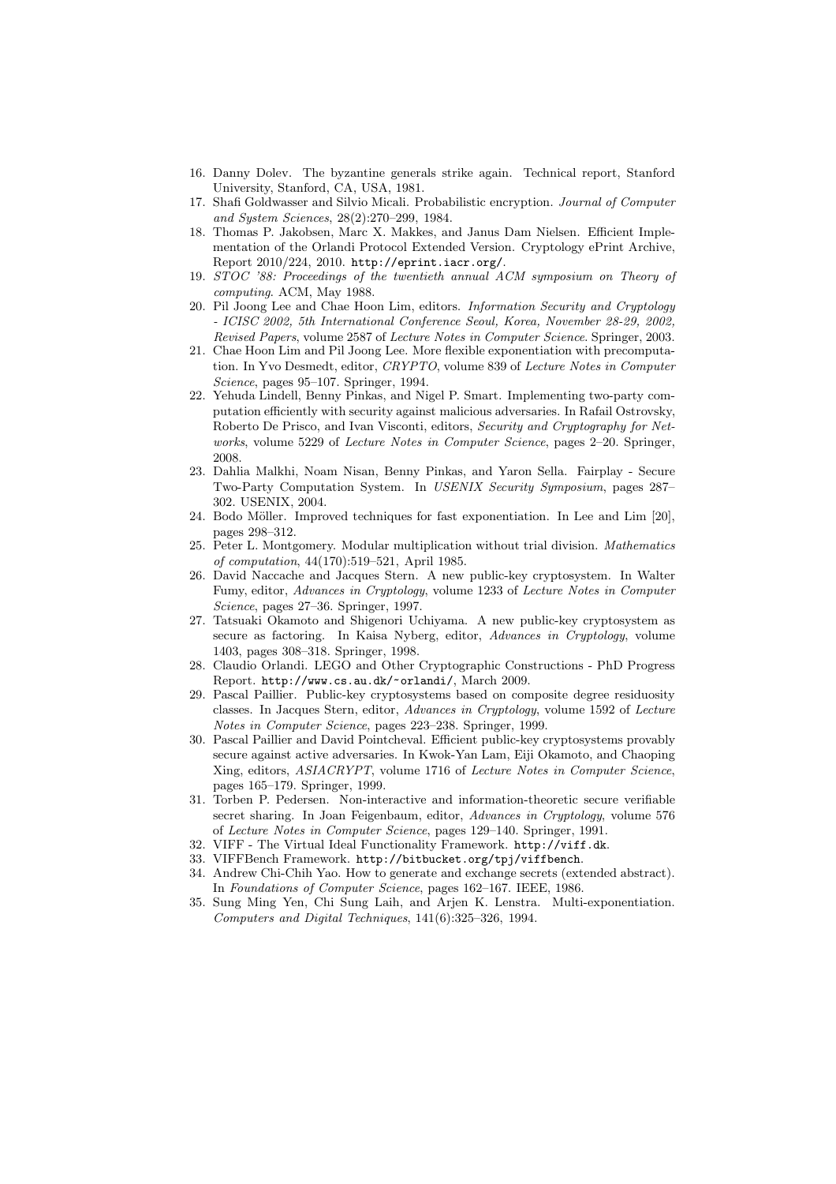16. Danny Dolev. The byzantine generals strike again. Technical report, Stanford University, Stanford, CA, USA, 1981.
17. Shafi Goldwasser and Silvio Micali. Probabilistic encryption. *Journal of Computer and System Sciences*, 28(2):270–299, 1984.
18. Thomas P. Jakobsen, Marc X. Makkes, and Janus Dam Nielsen. Efficient Implementation of the Orlandi Protocol Extended Version. Cryptology ePrint Archive, Report 2010/224, 2010. `http://eprint.iacr.org/`.
19. *STOC '88: Proceedings of the twentieth annual ACM symposium on Theory of computing*. ACM, May 1988.
20. Pil Joong Lee and Chae Hoon Lim, editors. *Information Security and Cryptology - ICISC 2002, 5th International Conference Seoul, Korea, November 28-29, 2002, Revised Papers*, volume 2587 of *Lecture Notes in Computer Science*. Springer, 2003.
21. Chae Hoon Lim and Pil Joong Lee. More flexible exponentiation with precomputation. In Yvo Desmedt, editor, *CRYPTO*, volume 839 of *Lecture Notes in Computer Science*, pages 95–107. Springer, 1994.
22. Yehuda Lindell, Benny Pinkas, and Nigel P. Smart. Implementing two-party computation efficiently with security against malicious adversaries. In Rafail Ostrovsky, Roberto De Prisco, and Ivan Visconti, editors, *Security and Cryptography for Networks*, volume 5229 of *Lecture Notes in Computer Science*, pages 2–20. Springer, 2008.
23. Dahlia Malkhi, Noam Nisan, Benny Pinkas, and Yaron Sella. Fairplay - Secure Two-Party Computation System. In *USENIX Security Symposium*, pages 287–302. USENIX, 2004.
24. Bodo Möller. Improved techniques for fast exponentiation. In Lee and Lim [20], pages 298–312.
25. Peter L. Montgomery. Modular multiplication without trial division. *Mathematics of computation*, 44(170):519–521, April 1985.
26. David Naccache and Jacques Stern. A new public-key cryptosystem. In Walter Fumy, editor, *Advances in Cryptology*, volume 1233 of *Lecture Notes in Computer Science*, pages 27–36. Springer, 1997.
27. Tatsuaki Okamoto and Shigenori Uchiyama. A new public-key cryptosystem as secure as factoring. In Kaisa Nyberg, editor, *Advances in Cryptology*, volume 1403, pages 308–318. Springer, 1998.
28. Claudio Orlandi. LEGO and Other Cryptographic Constructions - PhD Progress Report. `http://www.cs.au.dk/~orlandi/`, March 2009.
29. Pascal Paillier. Public-key cryptosystems based on composite degree residuosity classes. In Jacques Stern, editor, *Advances in Cryptology*, volume 1592 of *Lecture Notes in Computer Science*, pages 223–238. Springer, 1999.
30. Pascal Paillier and David Pointcheval. Efficient public-key cryptosystems provably secure against active adversaries. In Kwok-Yan Lam, Eiji Okamoto, and Chaoping Xing, editors, *ASIACRYPT*, volume 1716 of *Lecture Notes in Computer Science*, pages 165–179. Springer, 1999.
31. Torben P. Pedersen. Non-interactive and information-theoretic secure verifiable secret sharing. In Joan Feigenbaum, editor, *Advances in Cryptology*, volume 576 of *Lecture Notes in Computer Science*, pages 129–140. Springer, 1991.
32. VIFF - The Virtual Ideal Functionality Framework. `http://viff.dk`.
33. VIFFBench Framework. `http://bitbucket.org/tpj/viffbench`.
34. Andrew Chi-Chih Yao. How to generate and exchange secrets (extended abstract). In *Foundations of Computer Science*, pages 162–167. IEEE, 1986.
35. Sung Ming Yen, Chi Sung Laih, and Arjen K. Lenstra. Multi-exponentiation. *Computers and Digital Techniques*, 141(6):325–326, 1994.